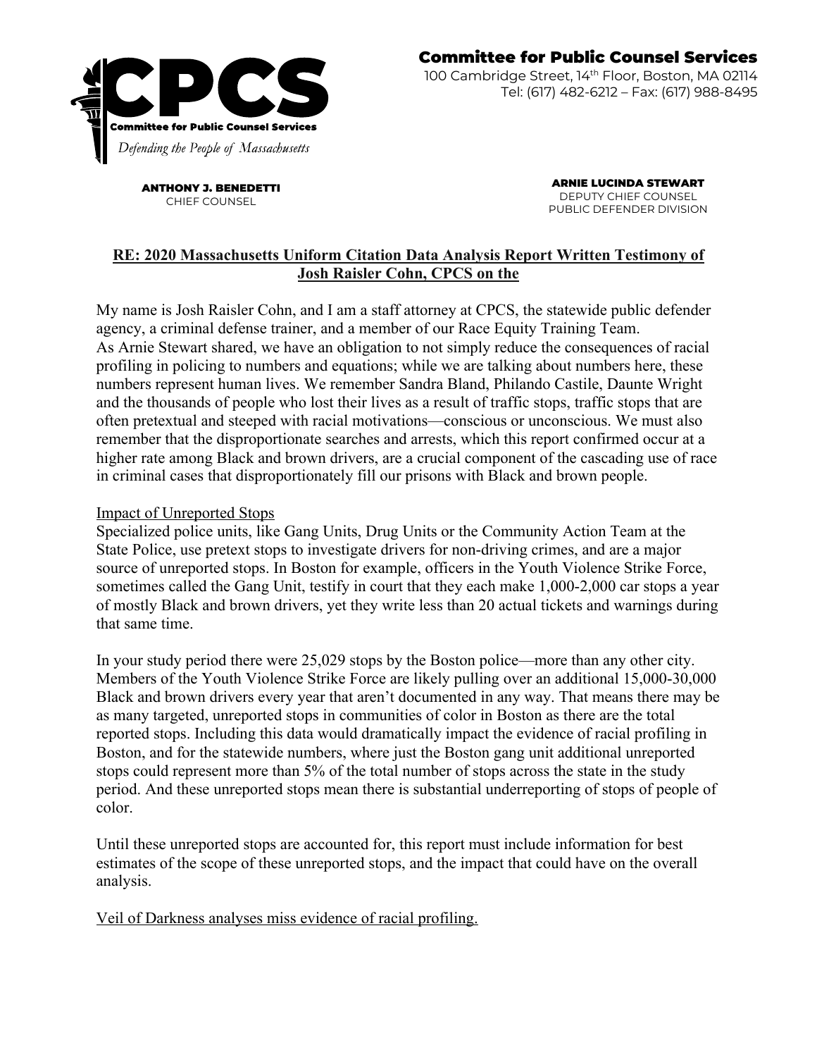**Committee for Public Counsel Services**
100 Cambridge Street, 14th Floor, Boston, MA 02114
Tel: (617) 482-6212 – Fax: (617) 988-8495

CPCS
Committee for Public Counsel Services
*Defending the People of Massachusetts*

**ANTHONY J. BENEDETTI**
CHIEF COUNSEL

**ARNIE LUCINDA STEWART**
DEPUTY CHIEF COUNSEL
PUBLIC DEFENDER DIVISION

**RE: 2020 Massachusetts Uniform Citation Data Analysis Report Written Testimony of Josh Raisler Cohn, CPCS on the**

My name is Josh Raisler Cohn, and I am a staff attorney at CPCS, the statewide public defender agency, a criminal defense trainer, and a member of our Race Equity Training Team.
As Arnie Stewart shared, we have an obligation to not simply reduce the consequences of racial profiling in policing to numbers and equations; while we are talking about numbers here, these numbers represent human lives. We remember Sandra Bland, Philando Castile, Daunte Wright and the thousands of people who lost their lives as a result of traffic stops, traffic stops that are often pretextual and steeped with racial motivations—conscious or unconscious. We must also remember that the disproportionate searches and arrests, which this report confirmed occur at a higher rate among Black and brown drivers, are a crucial component of the cascading use of race in criminal cases that disproportionately fill our prisons with Black and brown people.

Impact of Unreported Stops

Specialized police units, like Gang Units, Drug Units or the Community Action Team at the State Police, use pretext stops to investigate drivers for non-driving crimes, and are a major source of unreported stops. In Boston for example, officers in the Youth Violence Strike Force, sometimes called the Gang Unit, testify in court that they each make 1,000-2,000 car stops a year of mostly Black and brown drivers, yet they write less than 20 actual tickets and warnings during that same time.

In your study period there were 25,029 stops by the Boston police—more than any other city. Members of the Youth Violence Strike Force are likely pulling over an additional 15,000-30,000 Black and brown drivers every year that aren't documented in any way. That means there may be as many targeted, unreported stops in communities of color in Boston as there are the total reported stops. Including this data would dramatically impact the evidence of racial profiling in Boston, and for the statewide numbers, where just the Boston gang unit additional unreported stops could represent more than 5% of the total number of stops across the state in the study period. And these unreported stops mean there is substantial underreporting of stops of people of color.

Until these unreported stops are accounted for, this report must include information for best estimates of the scope of these unreported stops, and the impact that could have on the overall analysis.

Veil of Darkness analyses miss evidence of racial profiling.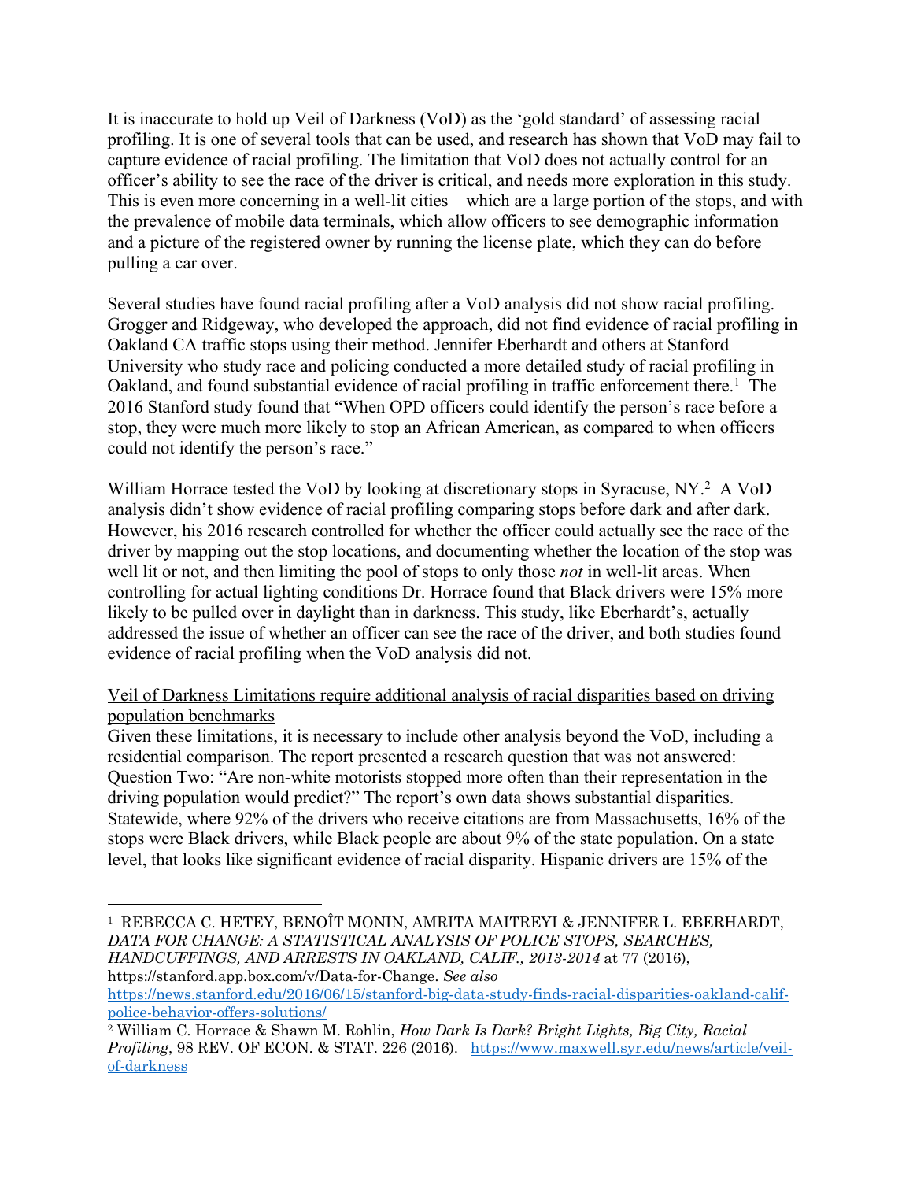It is inaccurate to hold up Veil of Darkness (VoD) as the 'gold standard' of assessing racial profiling. It is one of several tools that can be used, and research has shown that VoD may fail to capture evidence of racial profiling. The limitation that VoD does not actually control for an officer's ability to see the race of the driver is critical, and needs more exploration in this study. This is even more concerning in a well-lit cities—which are a large portion of the stops, and with the prevalence of mobile data terminals, which allow officers to see demographic information and a picture of the registered owner by running the license plate, which they can do before pulling a car over.

Several studies have found racial profiling after a VoD analysis did not show racial profiling. Grogger and Ridgeway, who developed the approach, did not find evidence of racial profiling in Oakland CA traffic stops using their method. Jennifer Eberhardt and others at Stanford University who study race and policing conducted a more detailed study of racial profiling in Oakland, and found substantial evidence of racial profiling in traffic enforcement there.[1] The 2016 Stanford study found that "When OPD officers could identify the person's race before a stop, they were much more likely to stop an African American, as compared to when officers could not identify the person's race."

William Horrace tested the VoD by looking at discretionary stops in Syracuse, NY.[2] A VoD analysis didn't show evidence of racial profiling comparing stops before dark and after dark. However, his 2016 research controlled for whether the officer could actually see the race of the driver by mapping out the stop locations, and documenting whether the location of the stop was well lit or not, and then limiting the pool of stops to only those *not* in well-lit areas. When controlling for actual lighting conditions Dr. Horrace found that Black drivers were 15% more likely to be pulled over in daylight than in darkness. This study, like Eberhardt's, actually addressed the issue of whether an officer can see the race of the driver, and both studies found evidence of racial profiling when the VoD analysis did not.

<u>Veil of Darkness Limitations require additional analysis of racial disparities based on driving population benchmarks</u>

Given these limitations, it is necessary to include other analysis beyond the VoD, including a residential comparison. The report presented a research question that was not answered: Question Two: "Are non-white motorists stopped more often than their representation in the driving population would predict?" The report's own data shows substantial disparities. Statewide, where 92% of the drivers who receive citations are from Massachusetts, 16% of the stops were Black drivers, while Black people are about 9% of the state population. On a state level, that looks like significant evidence of racial disparity. Hispanic drivers are 15% of the

---

[1] REBECCA C. HETEY, BENOÎT MONIN, AMRITA MAITREYI & JENNIFER L. EBERHARDT, *DATA FOR CHANGE: A STATISTICAL ANALYSIS OF POLICE STOPS, SEARCHES, HANDCUFFINGS, AND ARRESTS IN OAKLAND, CALIF., 2013-2014* at 77 (2016), https://stanford.app.box.com/v/Data-for-Change. *See also* https://news.stanford.edu/2016/06/15/stanford-big-data-study-finds-racial-disparities-oakland-calif-police-behavior-offers-solutions/

[2] William C. Horrace & Shawn M. Rohlin, *How Dark Is Dark? Bright Lights, Big City, Racial Profiling*, 98 REV. OF ECON. & STAT. 226 (2016). https://www.maxwell.syr.edu/news/article/veil-of-darkness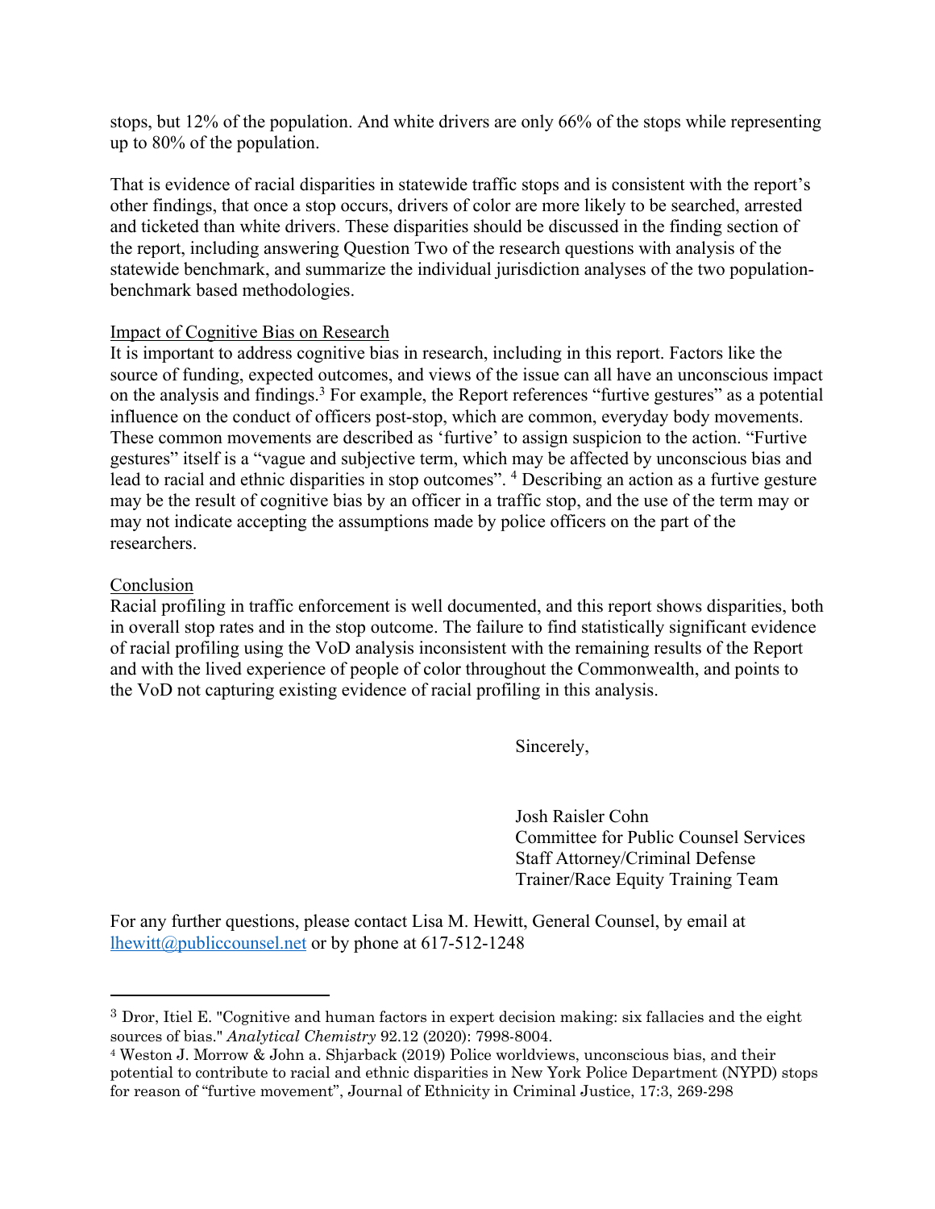stops, but 12% of the population. And white drivers are only 66% of the stops while representing up to 80% of the population.

That is evidence of racial disparities in statewide traffic stops and is consistent with the report's other findings, that once a stop occurs, drivers of color are more likely to be searched, arrested and ticketed than white drivers. These disparities should be discussed in the finding section of the report, including answering Question Two of the research questions with analysis of the statewide benchmark, and summarize the individual jurisdiction analyses of the two population-benchmark based methodologies.

Impact of Cognitive Bias on Research

It is important to address cognitive bias in research, including in this report. Factors like the source of funding, expected outcomes, and views of the issue can all have an unconscious impact on the analysis and findings.[3] For example, the Report references "furtive gestures" as a potential influence on the conduct of officers post-stop, which are common, everyday body movements. These common movements are described as 'furtive' to assign suspicion to the action. "Furtive gestures" itself is a "vague and subjective term, which may be affected by unconscious bias and lead to racial and ethnic disparities in stop outcomes". [4] Describing an action as a furtive gesture may be the result of cognitive bias by an officer in a traffic stop, and the use of the term may or may not indicate accepting the assumptions made by police officers on the part of the researchers.

Conclusion

Racial profiling in traffic enforcement is well documented, and this report shows disparities, both in overall stop rates and in the stop outcome. The failure to find statistically significant evidence of racial profiling using the VoD analysis inconsistent with the remaining results of the Report and with the lived experience of people of color throughout the Commonwealth, and points to the VoD not capturing existing evidence of racial profiling in this analysis.

Sincerely,

Josh Raisler Cohn
Committee for Public Counsel Services
Staff Attorney/Criminal Defense
Trainer/Race Equity Training Team

For any further questions, please contact Lisa M. Hewitt, General Counsel, by email at lhewitt@publiccounsel.net or by phone at 617-512-1248

---

[3] Dror, Itiel E. "Cognitive and human factors in expert decision making: six fallacies and the eight sources of bias." *Analytical Chemistry* 92.12 (2020): 7998-8004.

[4] Weston J. Morrow & John a. Shjarback (2019) Police worldviews, unconscious bias, and their potential to contribute to racial and ethnic disparities in New York Police Department (NYPD) stops for reason of "furtive movement", Journal of Ethnicity in Criminal Justice, 17:3, 269-298